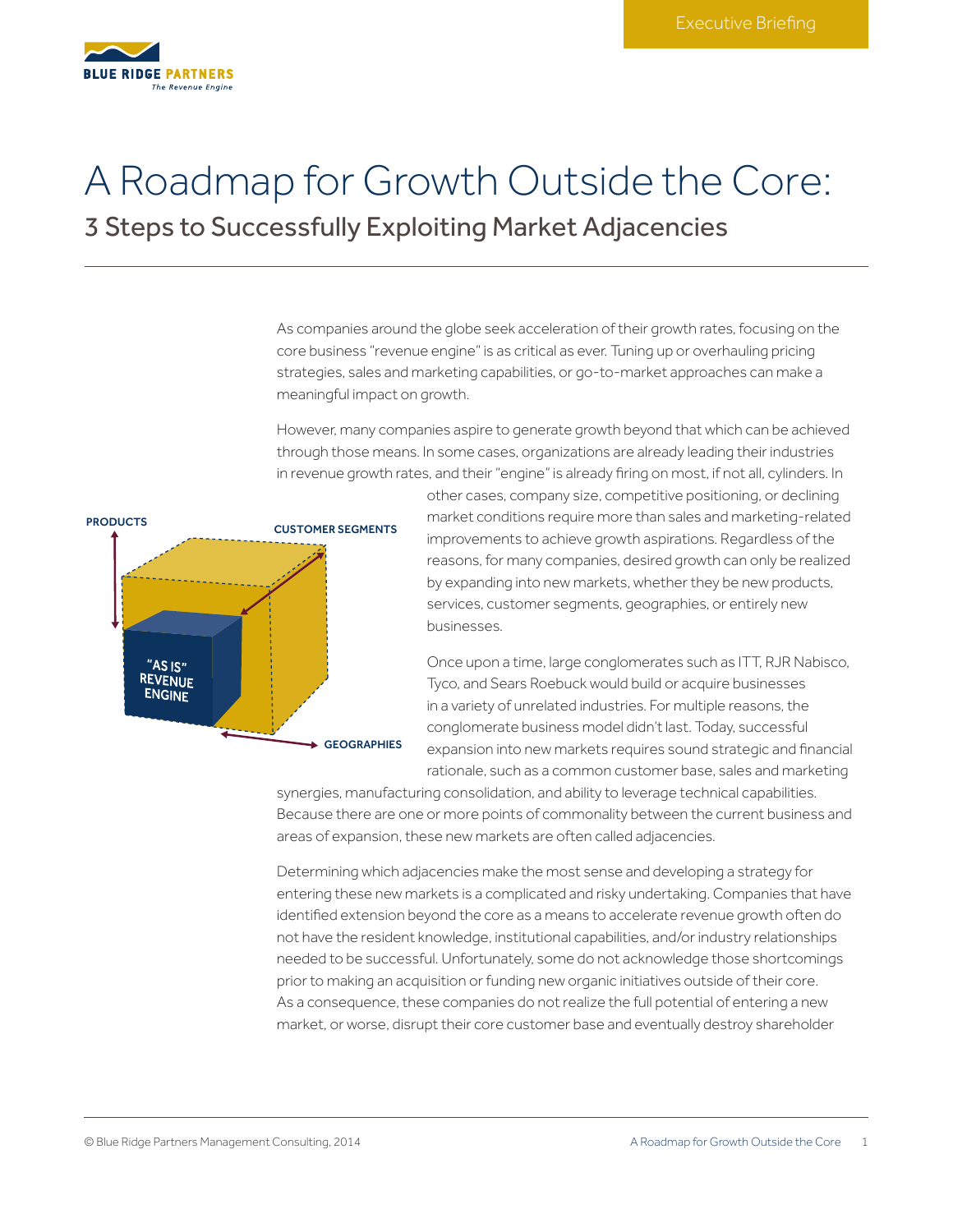Executive Briefing

# A Roadmap for Growth Outside the Core:

## 3 Steps to Successfully Exploiting Market Adjacencies

As companies around the globe seek acceleration of their growth rates, focusing on the core business "revenue engine" is as critical as ever. Tuning up or overhauling pricing strategies, sales and marketing capabilities, or go-to-market approaches can make a meaningful impact on growth.

However, many companies aspire to generate growth beyond that which can be achieved through those means. In some cases, organizations are already leading their industries in revenue growth rates, and their "engine" is already firing on most, if not all, cylinders. In other cases, company size, competitive positioning, or declining market conditions require more than sales and marketing-related improvements to achieve growth aspirations. Regardless of the reasons, for many companies, desired growth can only be realized by expanding into new markets, whether they be new products, services, customer segments, geographies, or entirely new businesses.

PRODUCTS | CUSTOMER SEGMENTS | GEOGRAPHIES | "AS IS" REVENUE ENGINE

Once upon a time, large conglomerates such as ITT, RJR Nabisco, Tyco, and Sears Roebuck would build or acquire businesses in a variety of unrelated industries. For multiple reasons, the conglomerate business model didn't last. Today, successful expansion into new markets requires sound strategic and financial rationale, such as a common customer base, sales and marketing synergies, manufacturing consolidation, and ability to leverage technical capabilities. Because there are one or more points of commonality between the current business and areas of expansion, these new markets are often called adjacencies.

Determining which adjacencies make the most sense and developing a strategy for entering these new markets is a complicated and risky undertaking. Companies that have identified extension beyond the core as a means to accelerate revenue growth often do not have the resident knowledge, institutional capabilities, and/or industry relationships needed to be successful. Unfortunately, some do not acknowledge those shortcomings prior to making an acquisition or funding new organic initiatives outside of their core. As a consequence, these companies do not realize the full potential of entering a new market, or worse, disrupt their core customer base and eventually destroy shareholder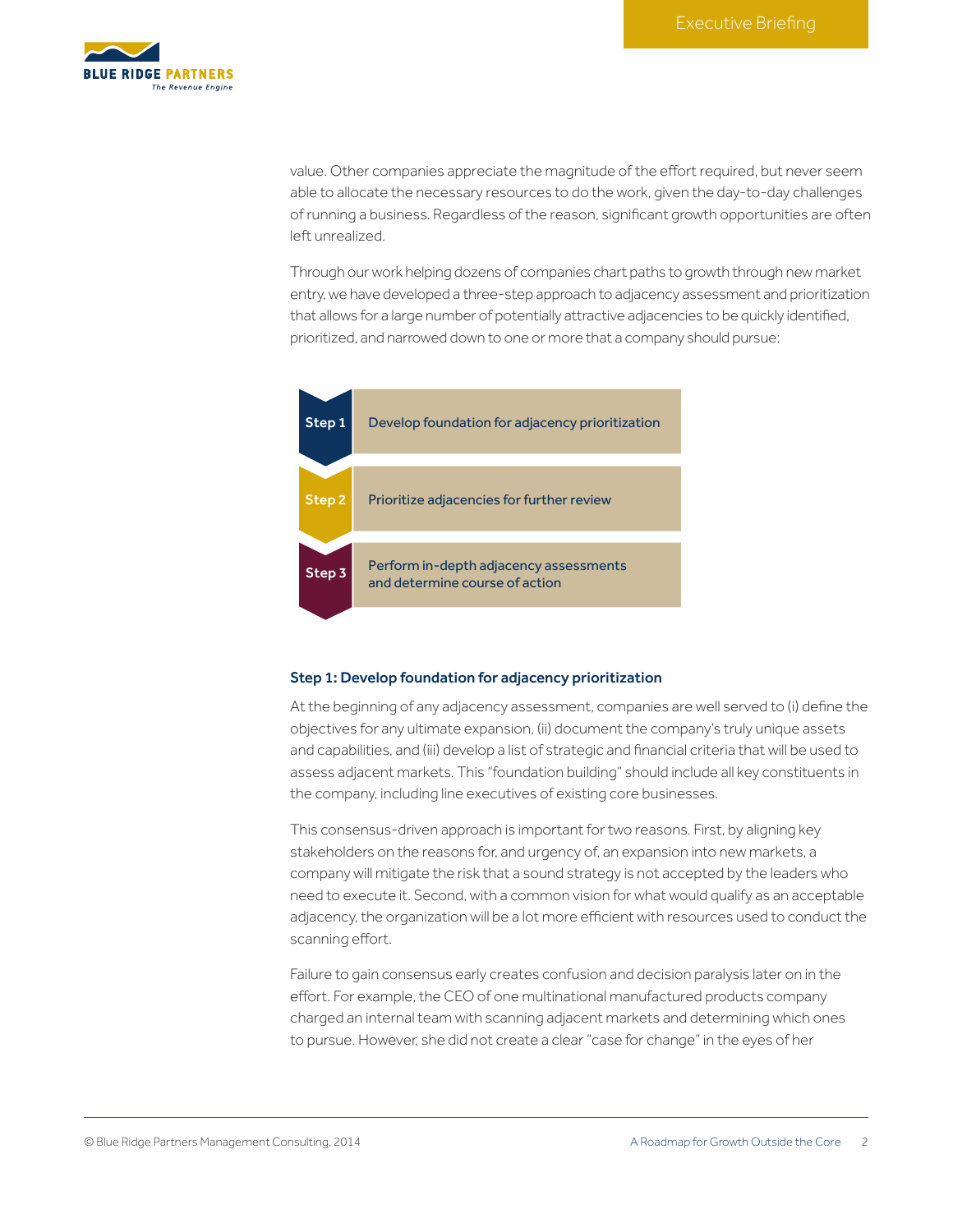value. Other companies appreciate the magnitude of the effort required, but never seem able to allocate the necessary resources to do the work, given the day-to-day challenges of running a business. Regardless of the reason, significant growth opportunities are often left unrealized.

Through our work helping dozens of companies chart paths to growth through new market entry, we have developed a three-step approach to adjacency assessment and prioritization that allows for a large number of potentially attractive adjacencies to be quickly identified, prioritized, and narrowed down to one or more that a company should pursue:

| | |
|---|---|
| **Step 1** | Develop foundation for adjacency prioritization |
| **Step 2** | Prioritize adjacencies for further review |
| **Step 3** | Perform in-depth adjacency assessments and determine course of action |

### Step 1: Develop foundation for adjacency prioritization

At the beginning of any adjacency assessment, companies are well served to (i) define the objectives for any ultimate expansion, (ii) document the company's truly unique assets and capabilities, and (iii) develop a list of strategic and financial criteria that will be used to assess adjacent markets. This "foundation building" should include all key constituents in the company, including line executives of existing core businesses.

This consensus-driven approach is important for two reasons. First, by aligning key stakeholders on the reasons for, and urgency of, an expansion into new markets, a company will mitigate the risk that a sound strategy is not accepted by the leaders who need to execute it. Second, with a common vision for what would qualify as an acceptable adjacency, the organization will be a lot more efficient with resources used to conduct the scanning effort.

Failure to gain consensus early creates confusion and decision paralysis later on in the effort. For example, the CEO of one multinational manufactured products company charged an internal team with scanning adjacent markets and determining which ones to pursue. However, she did not create a clear "case for change" in the eyes of her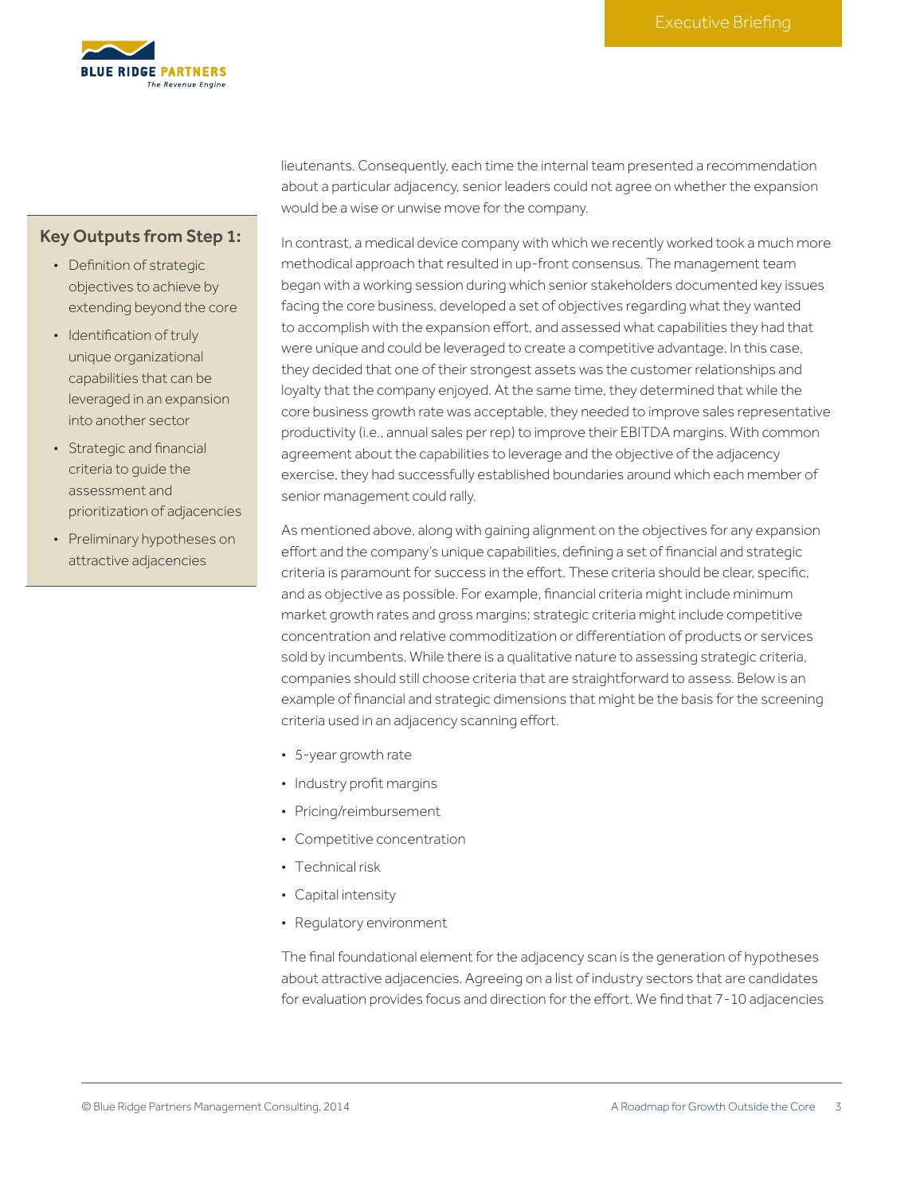lieutenants. Consequently, each time the internal team presented a recommendation about a particular adjacency, senior leaders could not agree on whether the expansion would be a wise or unwise move for the company.

### Key Outputs from Step 1:

- Definition of strategic objectives to achieve by extending beyond the core
- Identification of truly unique organizational capabilities that can be leveraged in an expansion into another sector
- Strategic and financial criteria to guide the assessment and prioritization of adjacencies
- Preliminary hypotheses on attractive adjacencies

In contrast, a medical device company with which we recently worked took a much more methodical approach that resulted in up-front consensus. The management team began with a working session during which senior stakeholders documented key issues facing the core business, developed a set of objectives regarding what they wanted to accomplish with the expansion effort, and assessed what capabilities they had that were unique and could be leveraged to create a competitive advantage. In this case, they decided that one of their strongest assets was the customer relationships and loyalty that the company enjoyed. At the same time, they determined that while the core business growth rate was acceptable, they needed to improve sales representative productivity (i.e., annual sales per rep) to improve their EBITDA margins. With common agreement about the capabilities to leverage and the objective of the adjacency exercise, they had successfully established boundaries around which each member of senior management could rally.

As mentioned above, along with gaining alignment on the objectives for any expansion effort and the company's unique capabilities, defining a set of financial and strategic criteria is paramount for success in the effort. These criteria should be clear, specific, and as objective as possible. For example, financial criteria might include minimum market growth rates and gross margins; strategic criteria might include competitive concentration and relative commoditization or differentiation of products or services sold by incumbents. While there is a qualitative nature to assessing strategic criteria, companies should still choose criteria that are straightforward to assess. Below is an example of financial and strategic dimensions that might be the basis for the screening criteria used in an adjacency scanning effort.

- 5-year growth rate
- Industry profit margins
- Pricing/reimbursement
- Competitive concentration
- Technical risk
- Capital intensity
- Regulatory environment

The final foundational element for the adjacency scan is the generation of hypotheses about attractive adjacencies. Agreeing on a list of industry sectors that are candidates for evaluation provides focus and direction for the effort. We find that 7-10 adjacencies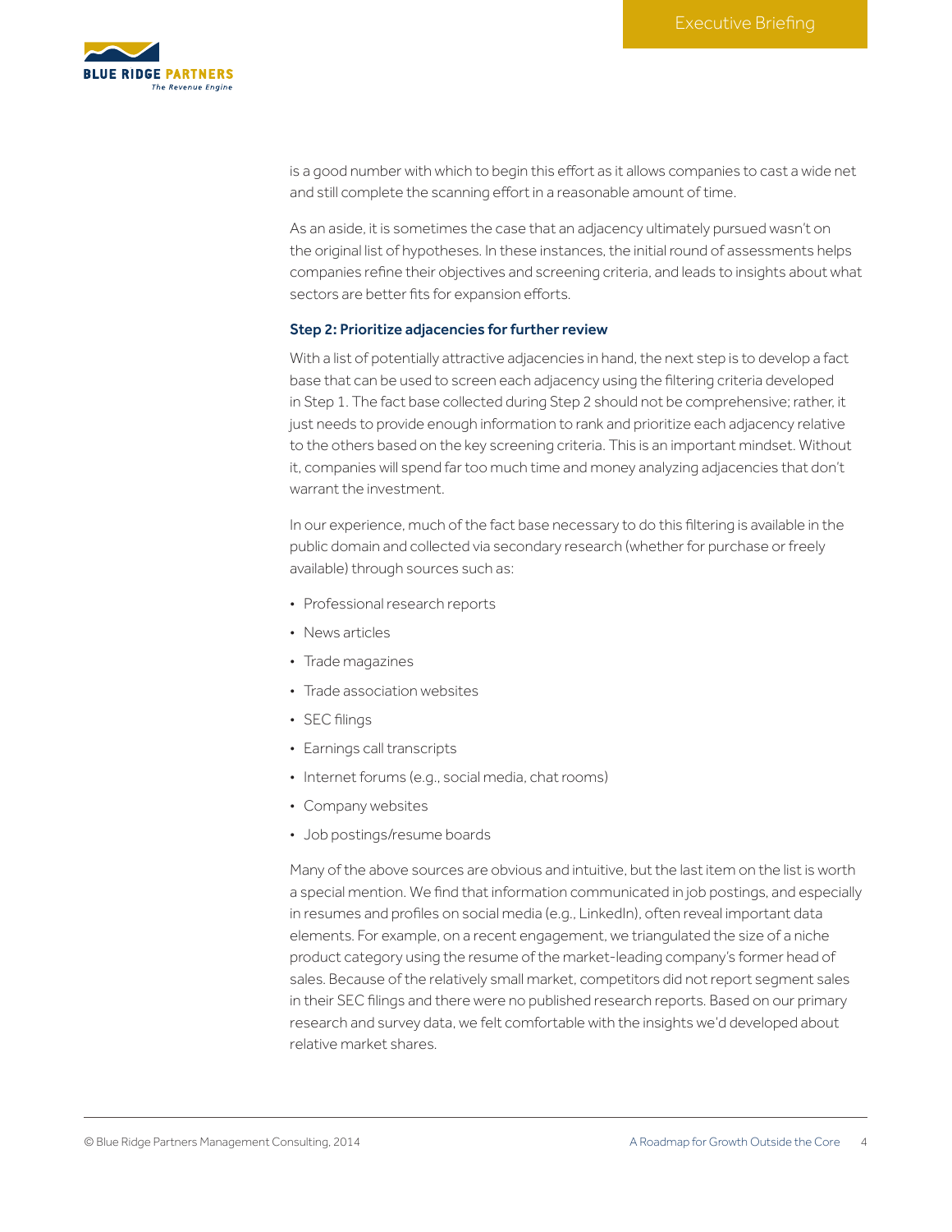is a good number with which to begin this effort as it allows companies to cast a wide net and still complete the scanning effort in a reasonable amount of time.

As an aside, it is sometimes the case that an adjacency ultimately pursued wasn't on the original list of hypotheses. In these instances, the initial round of assessments helps companies refine their objectives and screening criteria, and leads to insights about what sectors are better fits for expansion efforts.

### Step 2: Prioritize adjacencies for further review

With a list of potentially attractive adjacencies in hand, the next step is to develop a fact base that can be used to screen each adjacency using the filtering criteria developed in Step 1. The fact base collected during Step 2 should not be comprehensive; rather, it just needs to provide enough information to rank and prioritize each adjacency relative to the others based on the key screening criteria. This is an important mindset. Without it, companies will spend far too much time and money analyzing adjacencies that don't warrant the investment.

In our experience, much of the fact base necessary to do this filtering is available in the public domain and collected via secondary research (whether for purchase or freely available) through sources such as:

- Professional research reports
- News articles
- Trade magazines
- Trade association websites
- SEC filings
- Earnings call transcripts
- Internet forums (e.g., social media, chat rooms)
- Company websites
- Job postings/resume boards

Many of the above sources are obvious and intuitive, but the last item on the list is worth a special mention. We find that information communicated in job postings, and especially in resumes and profiles on social media (e.g., LinkedIn), often reveal important data elements. For example, on a recent engagement, we triangulated the size of a niche product category using the resume of the market-leading company's former head of sales. Because of the relatively small market, competitors did not report segment sales in their SEC filings and there were no published research reports. Based on our primary research and survey data, we felt comfortable with the insights we'd developed about relative market shares.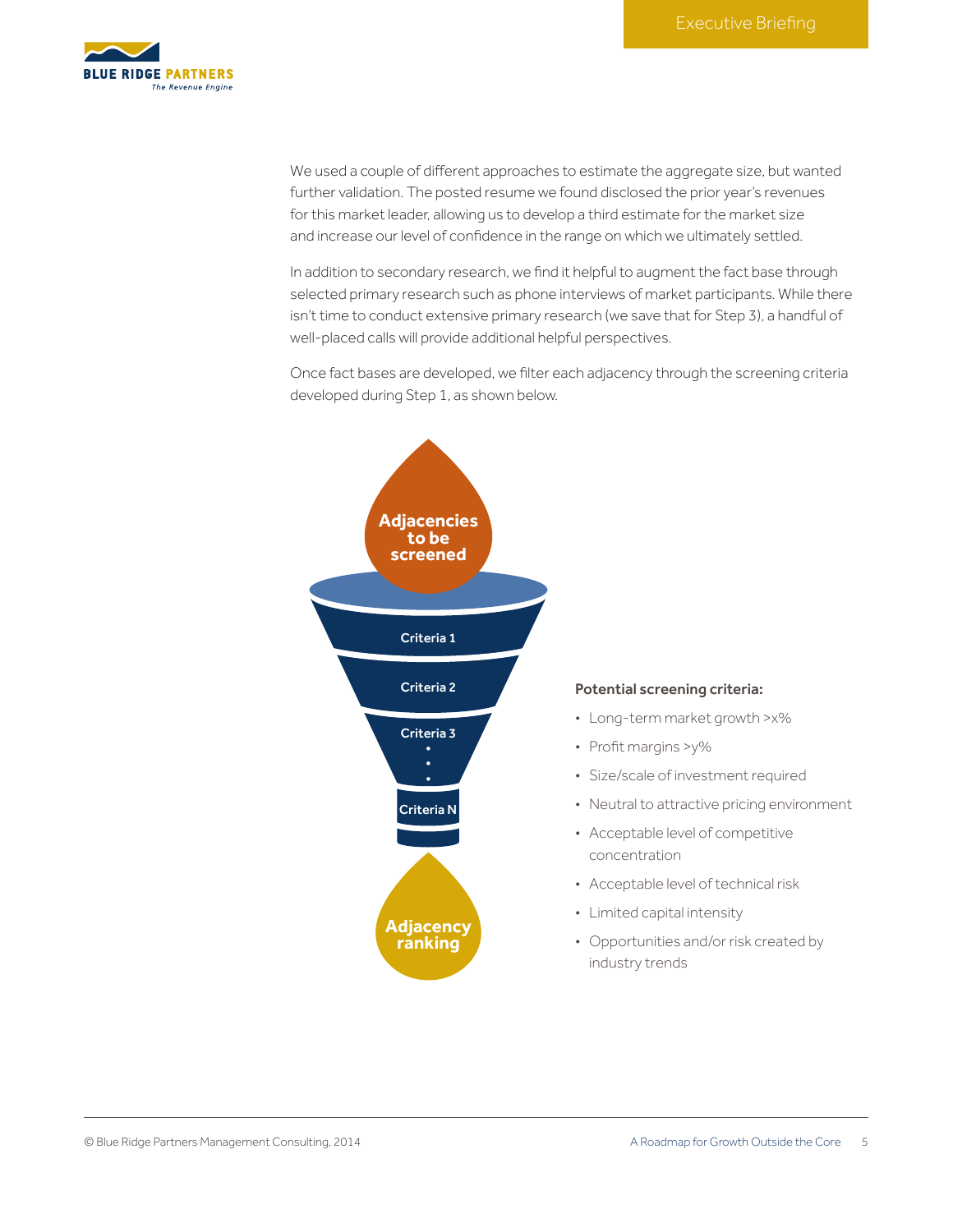We used a couple of different approaches to estimate the aggregate size, but wanted further validation. The posted resume we found disclosed the prior year's revenues for this market leader, allowing us to develop a third estimate for the market size and increase our level of confidence in the range on which we ultimately settled.

In addition to secondary research, we find it helpful to augment the fact base through selected primary research such as phone interviews of market participants. While there isn't time to conduct extensive primary research (we save that for Step 3), a handful of well-placed calls will provide additional helpful perspectives.

Once fact bases are developed, we filter each adjacency through the screening criteria developed during Step 1, as shown below.

Adjacencies to be screened

Criteria 1

Criteria 2

Criteria 3

Criteria N

Adjacency ranking

**Potential screening criteria:**

- Long-term market growth >x%
- Profit margins >y%
- Size/scale of investment required
- Neutral to attractive pricing environment
- Acceptable level of competitive concentration
- Acceptable level of technical risk
- Limited capital intensity
- Opportunities and/or risk created by industry trends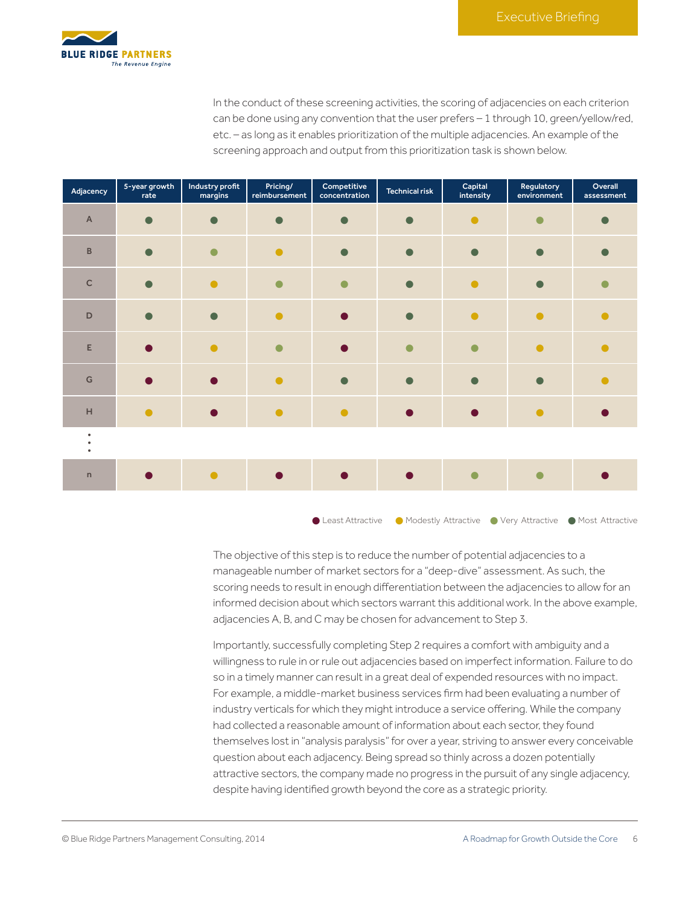In the conduct of these screening activities, the scoring of adjacencies on each criterion can be done using any convention that the user prefers – 1 through 10, green/yellow/red, etc. – as long as it enables prioritization of the multiple adjacencies. An example of the screening approach and output from this prioritization task is shown below.

| Adjacency | 5-year growth rate | Industry profit margins | Pricing/ reimbursement | Competitive concentration | Technical risk | Capital intensity | Regulatory environment | Overall assessment |
|---|---|---|---|---|---|---|---|---|
| A | Most Attractive | Most Attractive | Most Attractive | Most Attractive | Most Attractive | Modestly Attractive | Very Attractive | Most Attractive |
| B | Most Attractive | Very Attractive | Modestly Attractive | Most Attractive | Most Attractive | Most Attractive | Most Attractive | Most Attractive |
| C | Most Attractive | Modestly Attractive | Very Attractive | Very Attractive | Most Attractive | Modestly Attractive | Most Attractive | Very Attractive |
| D | Most Attractive | Most Attractive | Modestly Attractive | Least Attractive | Most Attractive | Modestly Attractive | Modestly Attractive | Modestly Attractive |
| E | Least Attractive | Modestly Attractive | Very Attractive | Least Attractive | Very Attractive | Very Attractive | Modestly Attractive | Modestly Attractive |
| G | Least Attractive | Least Attractive | Modestly Attractive | Most Attractive | Most Attractive | Most Attractive | Most Attractive | Modestly Attractive |
| H | Modestly Attractive | Least Attractive | Modestly Attractive | Modestly Attractive | Least Attractive | Least Attractive | Modestly Attractive | Least Attractive |
| ⋮ | | | | | | | | |
| n | Least Attractive | Modestly Attractive | Least Attractive | Least Attractive | Least Attractive | Very Attractive | Very Attractive | Least Attractive |

● Least Attractive ● Modestly Attractive ● Very Attractive ● Most Attractive

The objective of this step is to reduce the number of potential adjacencies to a manageable number of market sectors for a "deep-dive" assessment. As such, the scoring needs to result in enough differentiation between the adjacencies to allow for an informed decision about which sectors warrant this additional work. In the above example, adjacencies A, B, and C may be chosen for advancement to Step 3.

Importantly, successfully completing Step 2 requires a comfort with ambiguity and a willingness to rule in or rule out adjacencies based on imperfect information. Failure to do so in a timely manner can result in a great deal of expended resources with no impact. For example, a middle-market business services firm had been evaluating a number of industry verticals for which they might introduce a service offering. While the company had collected a reasonable amount of information about each sector, they found themselves lost in "analysis paralysis" for over a year, striving to answer every conceivable question about each adjacency. Being spread so thinly across a dozen potentially attractive sectors, the company made no progress in the pursuit of any single adjacency, despite having identified growth beyond the core as a strategic priority.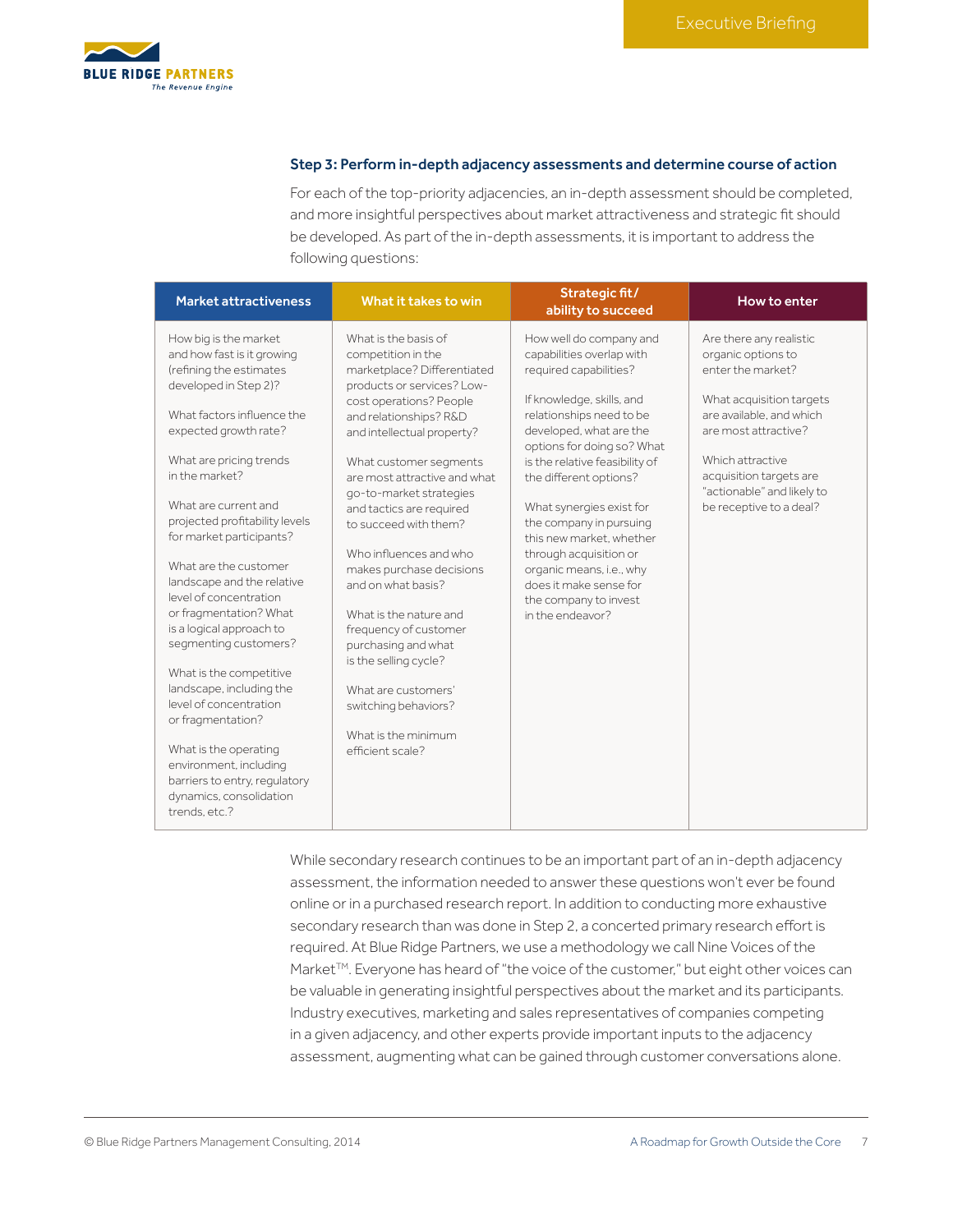### Step 3: Perform in-depth adjacency assessments and determine course of action

For each of the top-priority adjacencies, an in-depth assessment should be completed, and more insightful perspectives about market attractiveness and strategic fit should be developed. As part of the in-depth assessments, it is important to address the following questions:

| Market attractiveness | What it takes to win | Strategic fit/ ability to succeed | How to enter |
|---|---|---|---|
| How big is the market and how fast is it growing (refining the estimates developed in Step 2)?<br><br>What factors influence the expected growth rate?<br><br>What are pricing trends in the market?<br><br>What are current and projected profitability levels for market participants?<br><br>What are the customer landscape and the relative level of concentration or fragmentation? What is a logical approach to segmenting customers?<br><br>What is the competitive landscape, including the level of concentration or fragmentation?<br><br>What is the operating environment, including barriers to entry, regulatory dynamics, consolidation trends, etc.? | What is the basis of competition in the marketplace? Differentiated products or services? Low-cost operations? People and relationships? R&D and intellectual property?<br><br>What customer segments are most attractive and what go-to-market strategies and tactics are required to succeed with them?<br><br>Who influences and who makes purchase decisions and on what basis?<br><br>What is the nature and frequency of customer purchasing and what is the selling cycle?<br><br>What are customers' switching behaviors?<br><br>What is the minimum efficient scale? | How well do company and capabilities overlap with required capabilities?<br><br>If knowledge, skills, and relationships need to be developed, what are the options for doing so? What is the relative feasibility of the different options?<br><br>What synergies exist for the company in pursuing this new market, whether through acquisition or organic means, i.e., why does it make sense for the company to invest in the endeavor? | Are there any realistic organic options to enter the market?<br><br>What acquisition targets are available, and which are most attractive?<br><br>Which attractive acquisition targets are "actionable" and likely to be receptive to a deal? |

While secondary research continues to be an important part of an in-depth adjacency assessment, the information needed to answer these questions won't ever be found online or in a purchased research report. In addition to conducting more exhaustive secondary research than was done in Step 2, a concerted primary research effort is required. At Blue Ridge Partners, we use a methodology we call Nine Voices of the Market™. Everyone has heard of "the voice of the customer," but eight other voices can be valuable in generating insightful perspectives about the market and its participants. Industry executives, marketing and sales representatives of companies competing in a given adjacency, and other experts provide important inputs to the adjacency assessment, augmenting what can be gained through customer conversations alone.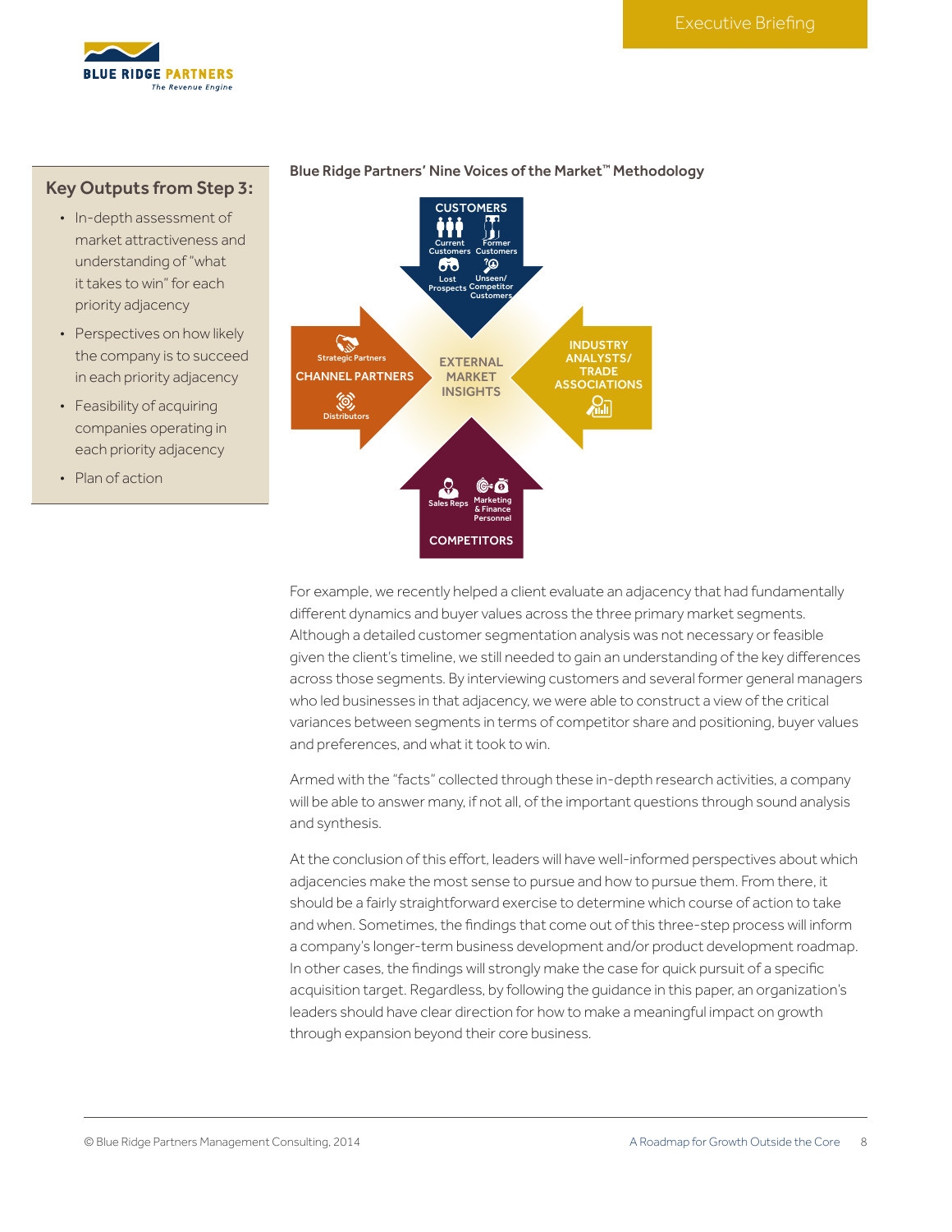## Key Outputs from Step 3:

- In-depth assessment of market attractiveness and understanding of "what it takes to win" for each priority adjacency
- Perspectives on how likely the company is to succeed in each priority adjacency
- Feasibility of acquiring companies operating in each priority adjacency
- Plan of action

**Blue Ridge Partners' Nine Voices of the Market™ Methodology**

CUSTOMERS
Current Customers
Former Customers
Lost Prospects
Unseen/ Competitor Customers

CHANNEL PARTNERS
Strategic Partners
Distributors

EXTERNAL MARKET INSIGHTS

INDUSTRY ANALYSTS/ TRADE ASSOCIATIONS

COMPETITORS
Sales Reps
Marketing & Finance Personnel

For example, we recently helped a client evaluate an adjacency that had fundamentally different dynamics and buyer values across the three primary market segments. Although a detailed customer segmentation analysis was not necessary or feasible given the client's timeline, we still needed to gain an understanding of the key differences across those segments. By interviewing customers and several former general managers who led businesses in that adjacency, we were able to construct a view of the critical variances between segments in terms of competitor share and positioning, buyer values and preferences, and what it took to win.

Armed with the "facts" collected through these in-depth research activities, a company will be able to answer many, if not all, of the important questions through sound analysis and synthesis.

At the conclusion of this effort, leaders will have well-informed perspectives about which adjacencies make the most sense to pursue and how to pursue them. From there, it should be a fairly straightforward exercise to determine which course of action to take and when. Sometimes, the findings that come out of this three-step process will inform a company's longer-term business development and/or product development roadmap. In other cases, the findings will strongly make the case for quick pursuit of a specific acquisition target. Regardless, by following the guidance in this paper, an organization's leaders should have clear direction for how to make a meaningful impact on growth through expansion beyond their core business.

© Blue Ridge Partners Management Consulting, 2014